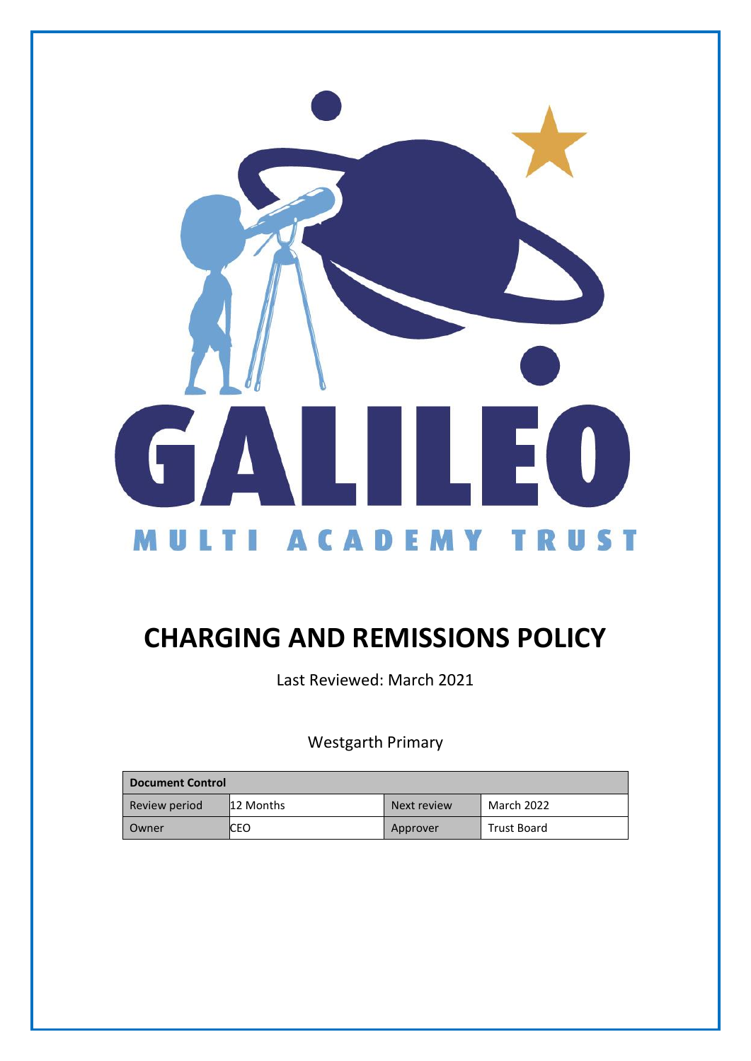GALILEO

MULTI ACADEMY TRUST

# CHARGING AND REMISSIONS POLICY

Last Reviewed: March 2021

Westgarth Primary

| Document Control | | | |
|---|---|---|---|
| Review period | 12 Months | Next review | March 2022 |
| Owner | CEO | Approver | Trust Board |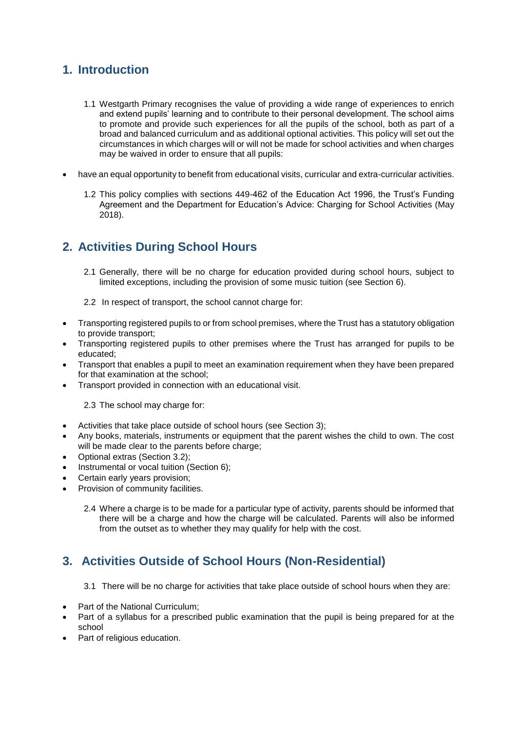## 1. Introduction

1.1 Westgarth Primary recognises the value of providing a wide range of experiences to enrich and extend pupils' learning and to contribute to their personal development. The school aims to promote and provide such experiences for all the pupils of the school, both as part of a broad and balanced curriculum and as additional optional activities. This policy will set out the circumstances in which charges will or will not be made for school activities and when charges may be waived in order to ensure that all pupils:

- have an equal opportunity to benefit from educational visits, curricular and extra-curricular activities.

1.2 This policy complies with sections 449-462 of the Education Act 1996, the Trust's Funding Agreement and the Department for Education's Advice: Charging for School Activities (May 2018).

## 2. Activities During School Hours

2.1 Generally, there will be no charge for education provided during school hours, subject to limited exceptions, including the provision of some music tuition (see Section 6).

2.2 In respect of transport, the school cannot charge for:

- Transporting registered pupils to or from school premises, where the Trust has a statutory obligation to provide transport;
- Transporting registered pupils to other premises where the Trust has arranged for pupils to be educated;
- Transport that enables a pupil to meet an examination requirement when they have been prepared for that examination at the school;
- Transport provided in connection with an educational visit.

2.3 The school may charge for:

- Activities that take place outside of school hours (see Section 3);
- Any books, materials, instruments or equipment that the parent wishes the child to own. The cost will be made clear to the parents before charge;
- Optional extras (Section 3.2);
- Instrumental or vocal tuition (Section 6);
- Certain early years provision;
- Provision of community facilities.

2.4 Where a charge is to be made for a particular type of activity, parents should be informed that there will be a charge and how the charge will be calculated. Parents will also be informed from the outset as to whether they may qualify for help with the cost.

## 3. Activities Outside of School Hours (Non-Residential)

3.1 There will be no charge for activities that take place outside of school hours when they are:

- Part of the National Curriculum;
- Part of a syllabus for a prescribed public examination that the pupil is being prepared for at the school
- Part of religious education.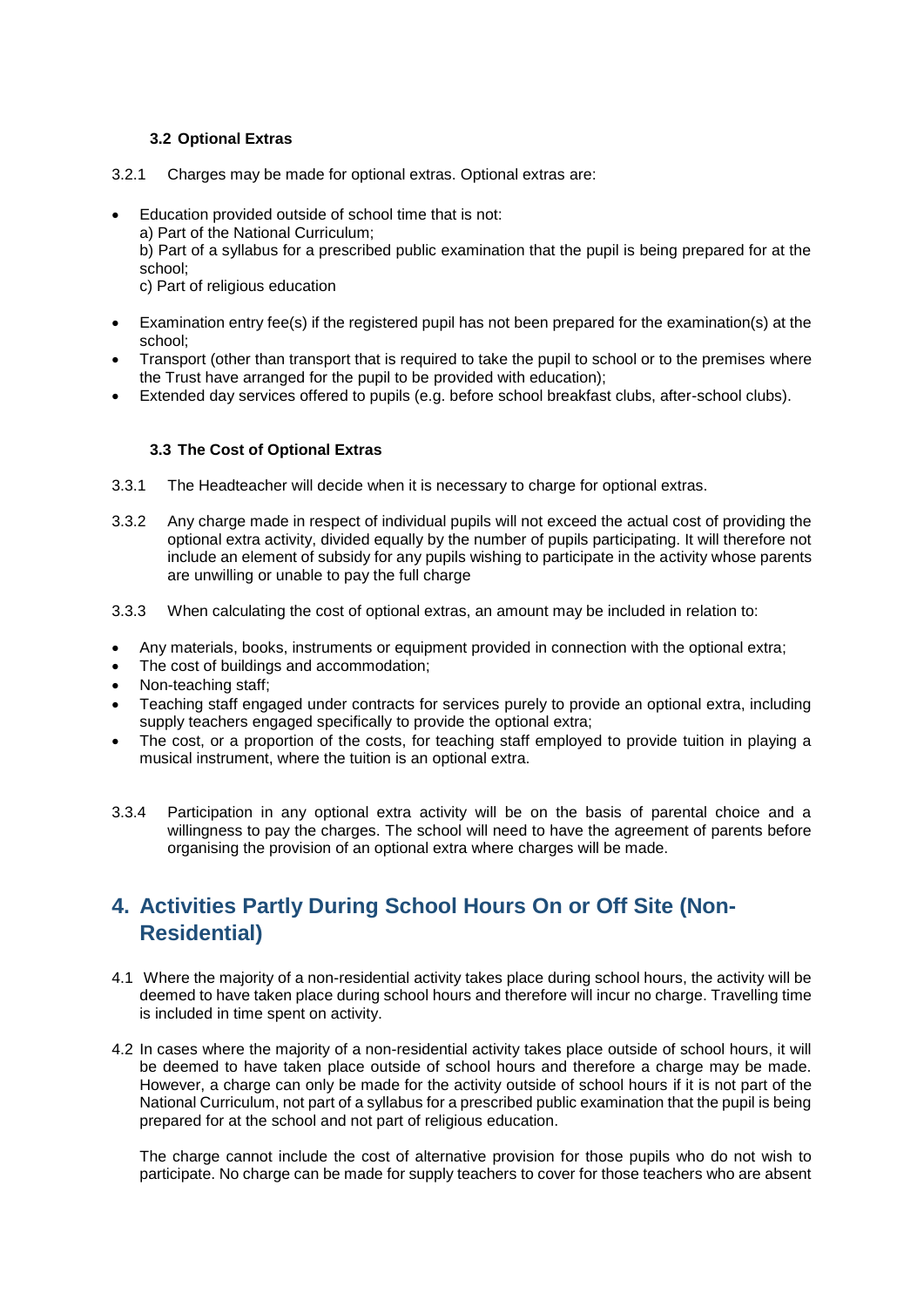### 3.2 Optional Extras

3.2.1 Charges may be made for optional extras. Optional extras are:

- Education provided outside of school time that is not:
  a) Part of the National Curriculum;
  b) Part of a syllabus for a prescribed public examination that the pupil is being prepared for at the school;
  c) Part of religious education
- Examination entry fee(s) if the registered pupil has not been prepared for the examination(s) at the school;
- Transport (other than transport that is required to take the pupil to school or to the premises where the Trust have arranged for the pupil to be provided with education);
- Extended day services offered to pupils (e.g. before school breakfast clubs, after-school clubs).

### 3.3 The Cost of Optional Extras

3.3.1 The Headteacher will decide when it is necessary to charge for optional extras.

3.3.2 Any charge made in respect of individual pupils will not exceed the actual cost of providing the optional extra activity, divided equally by the number of pupils participating. It will therefore not include an element of subsidy for any pupils wishing to participate in the activity whose parents are unwilling or unable to pay the full charge

3.3.3 When calculating the cost of optional extras, an amount may be included in relation to:

- Any materials, books, instruments or equipment provided in connection with the optional extra;
- The cost of buildings and accommodation;
- Non-teaching staff;
- Teaching staff engaged under contracts for services purely to provide an optional extra, including supply teachers engaged specifically to provide the optional extra;
- The cost, or a proportion of the costs, for teaching staff employed to provide tuition in playing a musical instrument, where the tuition is an optional extra.

3.3.4 Participation in any optional extra activity will be on the basis of parental choice and a willingness to pay the charges. The school will need to have the agreement of parents before organising the provision of an optional extra where charges will be made.

## 4. Activities Partly During School Hours On or Off Site (Non-Residential)

4.1 Where the majority of a non-residential activity takes place during school hours, the activity will be deemed to have taken place during school hours and therefore will incur no charge. Travelling time is included in time spent on activity.

4.2 In cases where the majority of a non-residential activity takes place outside of school hours, it will be deemed to have taken place outside of school hours and therefore a charge may be made. However, a charge can only be made for the activity outside of school hours if it is not part of the National Curriculum, not part of a syllabus for a prescribed public examination that the pupil is being prepared for at the school and not part of religious education.

The charge cannot include the cost of alternative provision for those pupils who do not wish to participate. No charge can be made for supply teachers to cover for those teachers who are absent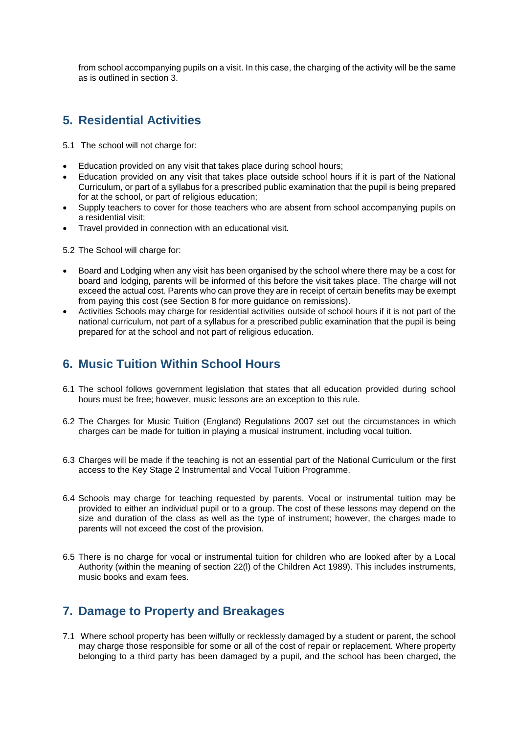from school accompanying pupils on a visit. In this case, the charging of the activity will be the same as is outlined in section 3.

## 5. Residential Activities

5.1 The school will not charge for:

- Education provided on any visit that takes place during school hours;
- Education provided on any visit that takes place outside school hours if it is part of the National Curriculum, or part of a syllabus for a prescribed public examination that the pupil is being prepared for at the school, or part of religious education;
- Supply teachers to cover for those teachers who are absent from school accompanying pupils on a residential visit;
- Travel provided in connection with an educational visit.

5.2 The School will charge for:

- Board and Lodging when any visit has been organised by the school where there may be a cost for board and lodging, parents will be informed of this before the visit takes place. The charge will not exceed the actual cost. Parents who can prove they are in receipt of certain benefits may be exempt from paying this cost (see Section 8 for more guidance on remissions).
- Activities Schools may charge for residential activities outside of school hours if it is not part of the national curriculum, not part of a syllabus for a prescribed public examination that the pupil is being prepared for at the school and not part of religious education.

## 6. Music Tuition Within School Hours

6.1 The school follows government legislation that states that all education provided during school hours must be free; however, music lessons are an exception to this rule.

6.2 The Charges for Music Tuition (England) Regulations 2007 set out the circumstances in which charges can be made for tuition in playing a musical instrument, including vocal tuition.

6.3 Charges will be made if the teaching is not an essential part of the National Curriculum or the first access to the Key Stage 2 Instrumental and Vocal Tuition Programme.

6.4 Schools may charge for teaching requested by parents. Vocal or instrumental tuition may be provided to either an individual pupil or to a group. The cost of these lessons may depend on the size and duration of the class as well as the type of instrument; however, the charges made to parents will not exceed the cost of the provision.

6.5 There is no charge for vocal or instrumental tuition for children who are looked after by a Local Authority (within the meaning of section 22(l) of the Children Act 1989). This includes instruments, music books and exam fees.

## 7. Damage to Property and Breakages

7.1 Where school property has been wilfully or recklessly damaged by a student or parent, the school may charge those responsible for some or all of the cost of repair or replacement. Where property belonging to a third party has been damaged by a pupil, and the school has been charged, the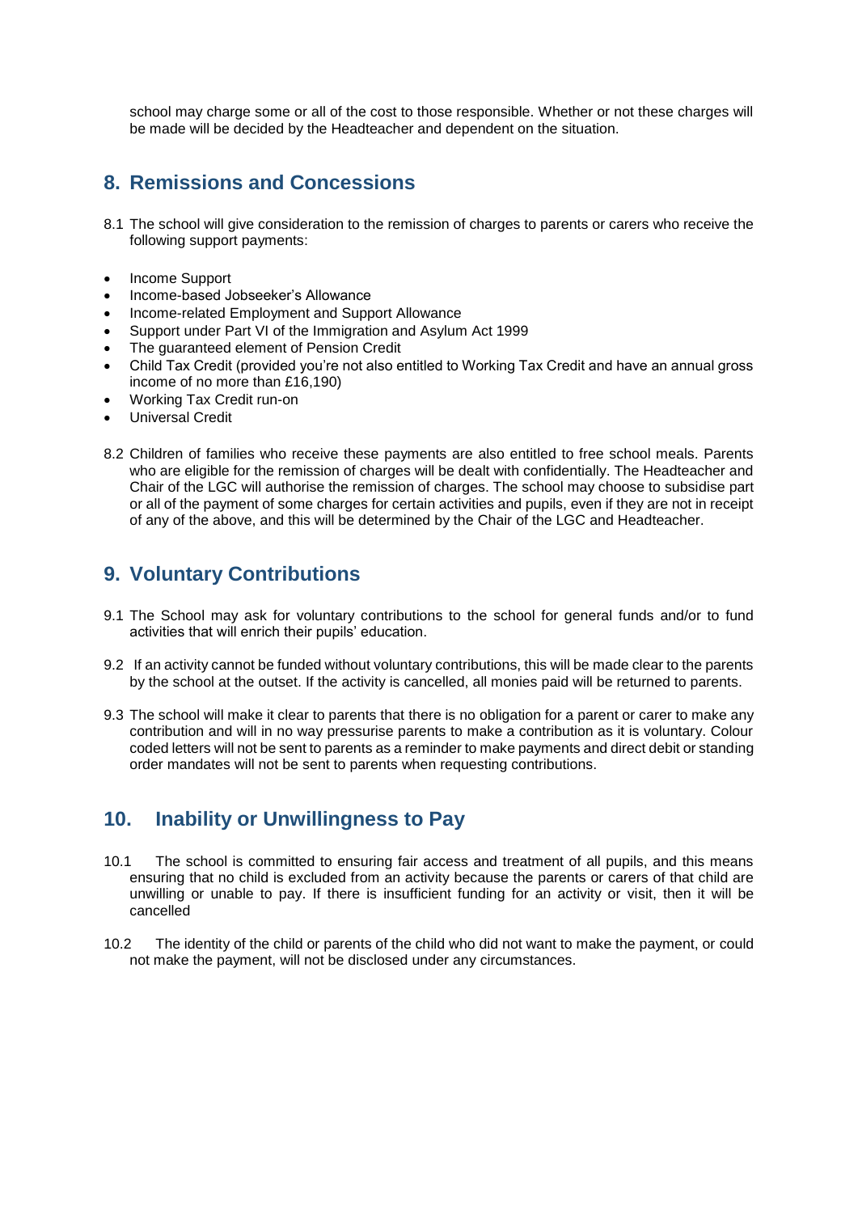school may charge some or all of the cost to those responsible. Whether or not these charges will be made will be decided by the Headteacher and dependent on the situation.

## 8. Remissions and Concessions

8.1 The school will give consideration to the remission of charges to parents or carers who receive the following support payments:

- Income Support
- Income-based Jobseeker's Allowance
- Income-related Employment and Support Allowance
- Support under Part VI of the Immigration and Asylum Act 1999
- The guaranteed element of Pension Credit
- Child Tax Credit (provided you're not also entitled to Working Tax Credit and have an annual gross income of no more than £16,190)
- Working Tax Credit run-on
- Universal Credit

8.2 Children of families who receive these payments are also entitled to free school meals. Parents who are eligible for the remission of charges will be dealt with confidentially. The Headteacher and Chair of the LGC will authorise the remission of charges. The school may choose to subsidise part or all of the payment of some charges for certain activities and pupils, even if they are not in receipt of any of the above, and this will be determined by the Chair of the LGC and Headteacher.

## 9. Voluntary Contributions

9.1 The School may ask for voluntary contributions to the school for general funds and/or to fund activities that will enrich their pupils' education.

9.2 If an activity cannot be funded without voluntary contributions, this will be made clear to the parents by the school at the outset. If the activity is cancelled, all monies paid will be returned to parents.

9.3 The school will make it clear to parents that there is no obligation for a parent or carer to make any contribution and will in no way pressurise parents to make a contribution as it is voluntary. Colour coded letters will not be sent to parents as a reminder to make payments and direct debit or standing order mandates will not be sent to parents when requesting contributions.

## 10. Inability or Unwillingness to Pay

10.1 The school is committed to ensuring fair access and treatment of all pupils, and this means ensuring that no child is excluded from an activity because the parents or carers of that child are unwilling or unable to pay. If there is insufficient funding for an activity or visit, then it will be cancelled

10.2 The identity of the child or parents of the child who did not want to make the payment, or could not make the payment, will not be disclosed under any circumstances.